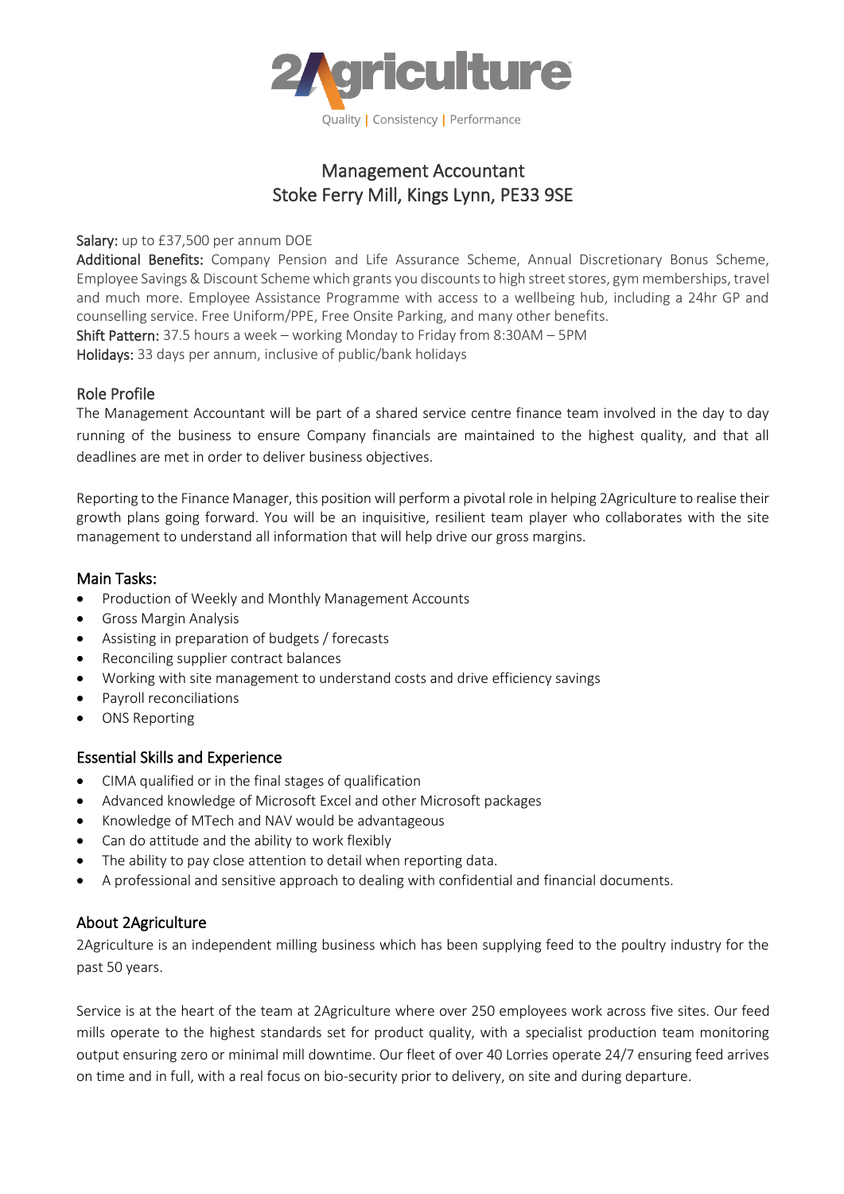2Agriculture

Quality | Consistency | Performance

# Management Accountant
# Stoke Ferry Mill, Kings Lynn, PE33 9SE

**Salary:** up to £37,500 per annum DOE

**Additional Benefits:** Company Pension and Life Assurance Scheme, Annual Discretionary Bonus Scheme, Employee Savings & Discount Scheme which grants you discounts to high street stores, gym memberships, travel and much more. Employee Assistance Programme with access to a wellbeing hub, including a 24hr GP and counselling service. Free Uniform/PPE, Free Onsite Parking, and many other benefits.

**Shift Pattern:** 37.5 hours a week – working Monday to Friday from 8:30AM – 5PM

**Holidays:** 33 days per annum, inclusive of public/bank holidays

## Role Profile

The Management Accountant will be part of a shared service centre finance team involved in the day to day running of the business to ensure Company financials are maintained to the highest quality, and that all deadlines are met in order to deliver business objectives.

Reporting to the Finance Manager, this position will perform a pivotal role in helping 2Agriculture to realise their growth plans going forward. You will be an inquisitive, resilient team player who collaborates with the site management to understand all information that will help drive our gross margins.

## Main Tasks:

- Production of Weekly and Monthly Management Accounts
- Gross Margin Analysis
- Assisting in preparation of budgets / forecasts
- Reconciling supplier contract balances
- Working with site management to understand costs and drive efficiency savings
- Payroll reconciliations
- ONS Reporting

## Essential Skills and Experience

- CIMA qualified or in the final stages of qualification
- Advanced knowledge of Microsoft Excel and other Microsoft packages
- Knowledge of MTech and NAV would be advantageous
- Can do attitude and the ability to work flexibly
- The ability to pay close attention to detail when reporting data.
- A professional and sensitive approach to dealing with confidential and financial documents.

## About 2Agriculture

2Agriculture is an independent milling business which has been supplying feed to the poultry industry for the past 50 years.

Service is at the heart of the team at 2Agriculture where over 250 employees work across five sites. Our feed mills operate to the highest standards set for product quality, with a specialist production team monitoring output ensuring zero or minimal mill downtime. Our fleet of over 40 Lorries operate 24/7 ensuring feed arrives on time and in full, with a real focus on bio-security prior to delivery, on site and during departure.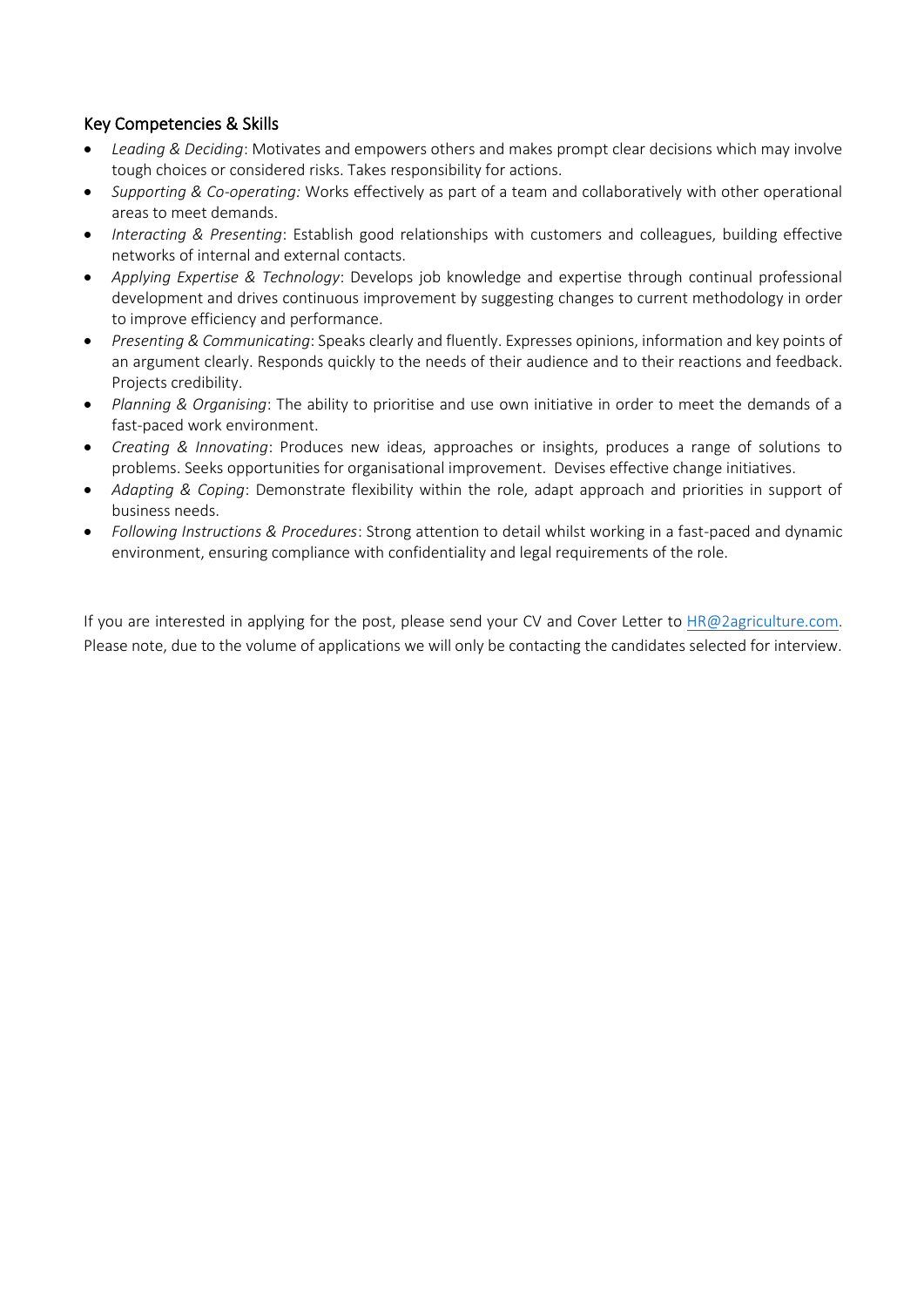## Key Competencies & Skills

- *Leading & Deciding*: Motivates and empowers others and makes prompt clear decisions which may involve tough choices or considered risks. Takes responsibility for actions.
- *Supporting & Co-operating:* Works effectively as part of a team and collaboratively with other operational areas to meet demands.
- *Interacting & Presenting*: Establish good relationships with customers and colleagues, building effective networks of internal and external contacts.
- *Applying Expertise & Technology*: Develops job knowledge and expertise through continual professional development and drives continuous improvement by suggesting changes to current methodology in order to improve efficiency and performance.
- *Presenting & Communicating*: Speaks clearly and fluently. Expresses opinions, information and key points of an argument clearly. Responds quickly to the needs of their audience and to their reactions and feedback. Projects credibility.
- *Planning & Organising*: The ability to prioritise and use own initiative in order to meet the demands of a fast-paced work environment.
- *Creating & Innovating*: Produces new ideas, approaches or insights, produces a range of solutions to problems. Seeks opportunities for organisational improvement. Devises effective change initiatives.
- *Adapting & Coping*: Demonstrate flexibility within the role, adapt approach and priorities in support of business needs.
- *Following Instructions & Procedures*: Strong attention to detail whilst working in a fast-paced and dynamic environment, ensuring compliance with confidentiality and legal requirements of the role.

If you are interested in applying for the post, please send your CV and Cover Letter to HR@2agriculture.com. Please note, due to the volume of applications we will only be contacting the candidates selected for interview.